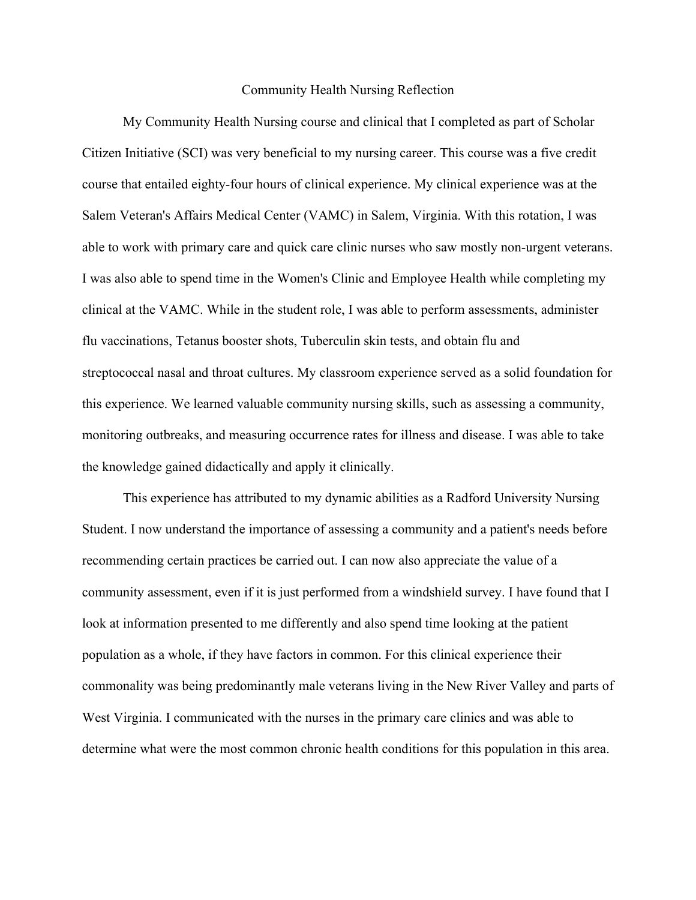# Community Health Nursing Reflection

My Community Health Nursing course and clinical that I completed as part of Scholar Citizen Initiative (SCI) was very beneficial to my nursing career. This course was a five credit course that entailed eighty-four hours of clinical experience. My clinical experience was at the Salem Veteran's Affairs Medical Center (VAMC) in Salem, Virginia. With this rotation, I was able to work with primary care and quick care clinic nurses who saw mostly non-urgent veterans. I was also able to spend time in the Women's Clinic and Employee Health while completing my clinical at the VAMC. While in the student role, I was able to perform assessments, administer flu vaccinations, Tetanus booster shots, Tuberculin skin tests, and obtain flu and streptococcal nasal and throat cultures. My classroom experience served as a solid foundation for this experience. We learned valuable community nursing skills, such as assessing a community, monitoring outbreaks, and measuring occurrence rates for illness and disease. I was able to take the knowledge gained didactically and apply it clinically.

This experience has attributed to my dynamic abilities as a Radford University Nursing Student. I now understand the importance of assessing a community and a patient's needs before recommending certain practices be carried out. I can now also appreciate the value of a community assessment, even if it is just performed from a windshield survey. I have found that I look at information presented to me differently and also spend time looking at the patient population as a whole, if they have factors in common. For this clinical experience their commonality was being predominantly male veterans living in the New River Valley and parts of West Virginia. I communicated with the nurses in the primary care clinics and was able to determine what were the most common chronic health conditions for this population in this area.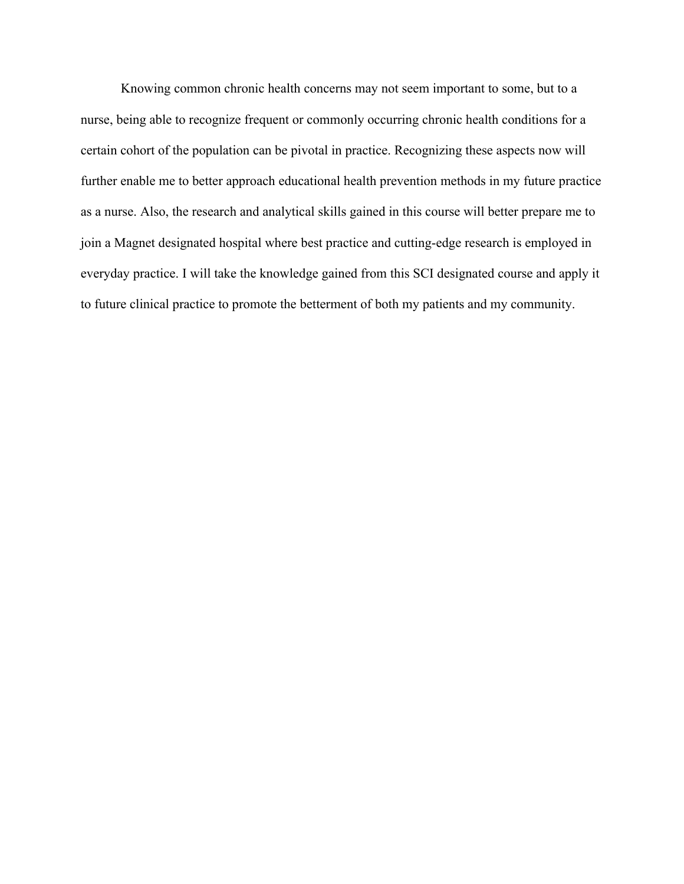Knowing common chronic health concerns may not seem important to some, but to a nurse, being able to recognize frequent or commonly occurring chronic health conditions for a certain cohort of the population can be pivotal in practice. Recognizing these aspects now will further enable me to better approach educational health prevention methods in my future practice as a nurse. Also, the research and analytical skills gained in this course will better prepare me to join a Magnet designated hospital where best practice and cutting-edge research is employed in everyday practice. I will take the knowledge gained from this SCI designated course and apply it to future clinical practice to promote the betterment of both my patients and my community.